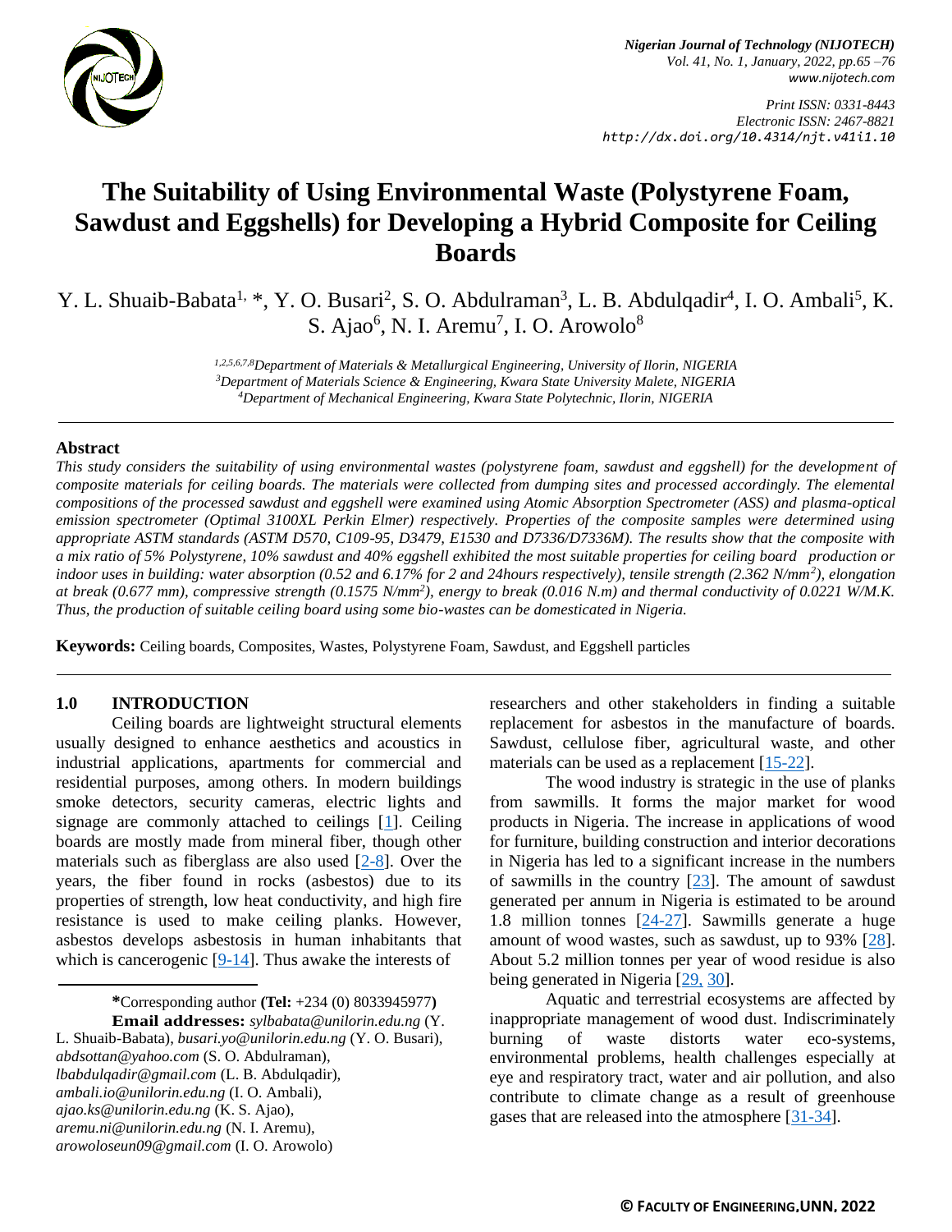# The Suitability of Using Environmental Waste (Polystyrene Foam, Sawdust and Eggshells) for Developing a Hybrid Composite for Ceiling Boards

Y. L. Shuaib-Babata[1, *], Y. O. Busari[2], S. O. Abdulraman[3], L. B. Abdulqadir[4], I. O. Ambali[5], K. S. Ajao[6], N. I. Aremu[7], I. O. Arowolo[8]

[1,2,5,6,7,8]Department of Materials & Metallurgical Engineering, University of Ilorin, NIGERIA
[3]Department of Materials Science & Engineering, Kwara State University Malete, NIGERIA
[4]Department of Mechanical Engineering, Kwara State Polytechnic, Ilorin, NIGERIA

## Abstract

*This study considers the suitability of using environmental wastes (polystyrene foam, sawdust and eggshell) for the development of composite materials for ceiling boards. The materials were collected from dumping sites and processed accordingly. The elemental compositions of the processed sawdust and eggshell were examined using Atomic Absorption Spectrometer (ASS) and plasma-optical emission spectrometer (Optimal 3100XL Perkin Elmer) respectively. Properties of the composite samples were determined using appropriate ASTM standards (ASTM D570, C109-95, D3479, E1530 and D7336/D7336M). The results show that the composite with a mix ratio of 5% Polystyrene, 10% sawdust and 40% eggshell exhibited the most suitable properties for ceiling board production or indoor uses in building: water absorption (0.52 and 6.17% for 2 and 24hours respectively), tensile strength (2.362 N/mm$^2$), elongation at break (0.677 mm), compressive strength (0.1575 N/mm$^2$), energy to break (0.016 N.m) and thermal conductivity of 0.0221 W/M.K. Thus, the production of suitable ceiling board using some bio-wastes can be domesticated in Nigeria.*

**Keywords:** Ceiling boards, Composites, Wastes, Polystyrene Foam, Sawdust, and Eggshell particles

## 1.0 INTRODUCTION

Ceiling boards are lightweight structural elements usually designed to enhance aesthetics and acoustics in industrial applications, apartments for commercial and residential purposes, among others. In modern buildings smoke detectors, security cameras, electric lights and signage are commonly attached to ceilings [1]. Ceiling boards are mostly made from mineral fiber, though other materials such as fiberglass are also used [2-8]. Over the years, the fiber found in rocks (asbestos) due to its properties of strength, low heat conductivity, and high fire resistance is used to make ceiling planks. However, asbestos develops asbestosis in human inhabitants that which is cancerogenic [9-14]. Thus awake the interests of researchers and other stakeholders in finding a suitable replacement for asbestos in the manufacture of boards. Sawdust, cellulose fiber, agricultural waste, and other materials can be used as a replacement [15-22].

The wood industry is strategic in the use of planks from sawmills. It forms the major market for wood products in Nigeria. The increase in applications of wood for furniture, building construction and interior decorations in Nigeria has led to a significant increase in the numbers of sawmills in the country [23]. The amount of sawdust generated per annum in Nigeria is estimated to be around 1.8 million tonnes [24-27]. Sawmills generate a huge amount of wood wastes, such as sawdust, up to 93% [28]. About 5.2 million tonnes per year of wood residue is also being generated in Nigeria [29, 30].

Aquatic and terrestrial ecosystems are affected by inappropriate management of wood dust. Indiscriminately burning of waste distorts water eco-systems, environmental problems, health challenges especially at eye and respiratory tract, water and air pollution, and also contribute to climate change as a result of greenhouse gases that are released into the atmosphere [31-34].

---

**\***Corresponding author **(Tel:** +234 (0) 8033945977**)**
**Email addresses:** *sylbabata@unilorin.edu.ng* (Y. L. Shuaib-Babata), *busari.yo@unilorin.edu.ng* (Y. O. Busari), *abdsottan@yahoo.com* (S. O. Abdulraman), *lbabdulqadir@gmail.com* (L. B. Abdulqadir), *ambali.io@unilorin.edu.ng* (I. O. Ambali), *ajao.ks@unilorin.edu.ng* (K. S. Ajao), *aremu.ni@unilorin.edu.ng* (N. I. Aremu), *arowoloseun09@gmail.com* (I. O. Arowolo)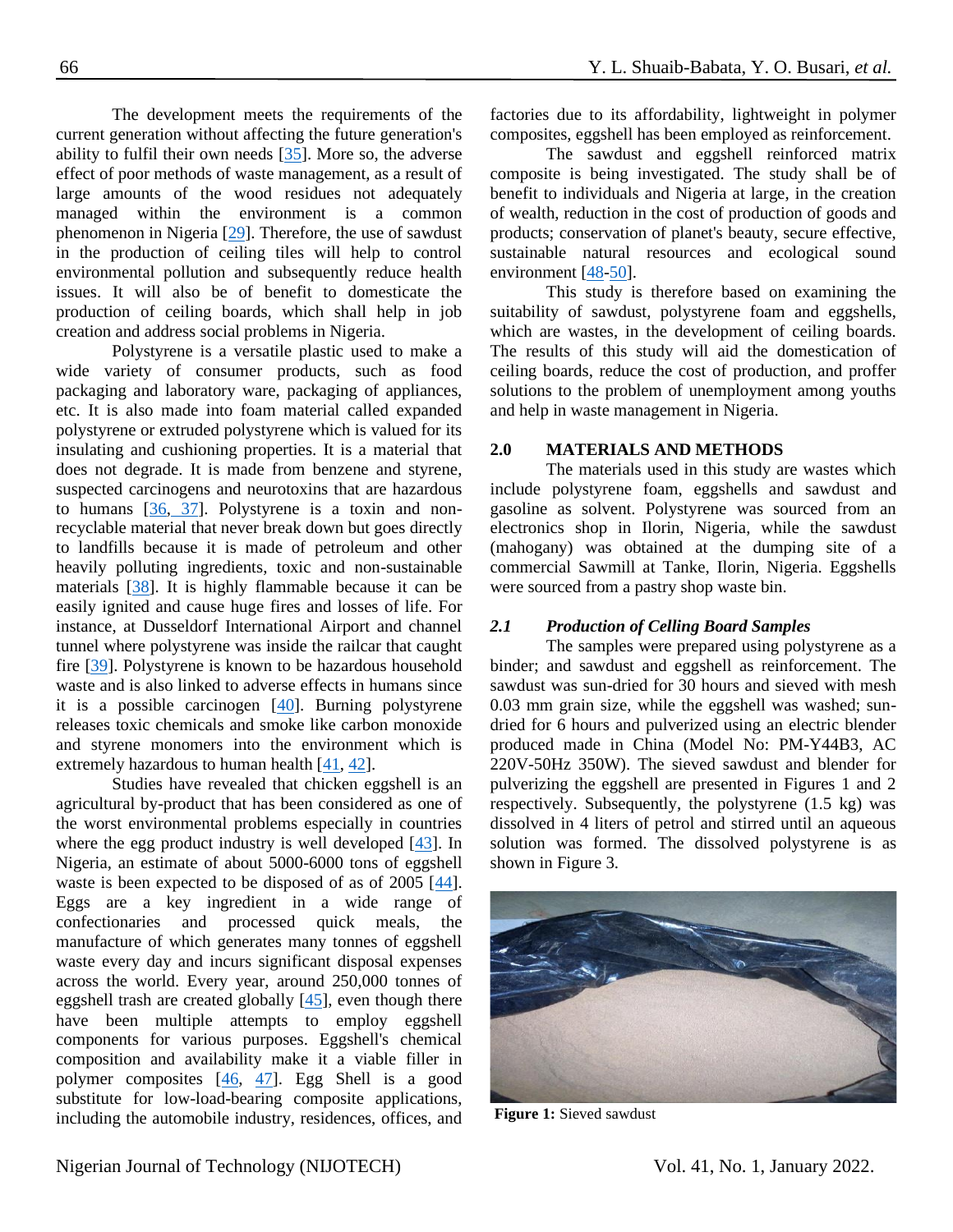The development meets the requirements of the current generation without affecting the future generation's ability to fulfil their own needs [35]. More so, the adverse effect of poor methods of waste management, as a result of large amounts of the wood residues not adequately managed within the environment is a common phenomenon in Nigeria [29]. Therefore, the use of sawdust in the production of ceiling tiles will help to control environmental pollution and subsequently reduce health issues. It will also be of benefit to domesticate the production of ceiling boards, which shall help in job creation and address social problems in Nigeria.

Polystyrene is a versatile plastic used to make a wide variety of consumer products, such as food packaging and laboratory ware, packaging of appliances, etc. It is also made into foam material called expanded polystyrene or extruded polystyrene which is valued for its insulating and cushioning properties. It is a material that does not degrade. It is made from benzene and styrene, suspected carcinogens and neurotoxins that are hazardous to humans [36, 37]. Polystyrene is a toxin and non-recyclable material that never break down but goes directly to landfills because it is made of petroleum and other heavily polluting ingredients, toxic and non-sustainable materials [38]. It is highly flammable because it can be easily ignited and cause huge fires and losses of life. For instance, at Dusseldorf International Airport and channel tunnel where polystyrene was inside the railcar that caught fire [39]. Polystyrene is known to be hazardous household waste and is also linked to adverse effects in humans since it is a possible carcinogen [40]. Burning polystyrene releases toxic chemicals and smoke like carbon monoxide and styrene monomers into the environment which is extremely hazardous to human health [41, 42].

Studies have revealed that chicken eggshell is an agricultural by-product that has been considered as one of the worst environmental problems especially in countries where the egg product industry is well developed [43]. In Nigeria, an estimate of about 5000-6000 tons of eggshell waste is been expected to be disposed of as of 2005 [44]. Eggs are a key ingredient in a wide range of confectionaries and processed quick meals, the manufacture of which generates many tonnes of eggshell waste every day and incurs significant disposal expenses across the world. Every year, around 250,000 tonnes of eggshell trash are created globally [45], even though there have been multiple attempts to employ eggshell components for various purposes. Eggshell's chemical composition and availability make it a viable filler in polymer composites [46, 47]. Egg Shell is a good substitute for low-load-bearing composite applications, including the automobile industry, residences, offices, and factories due to its affordability, lightweight in polymer composites, eggshell has been employed as reinforcement.

The sawdust and eggshell reinforced matrix composite is being investigated. The study shall be of benefit to individuals and Nigeria at large, in the creation of wealth, reduction in the cost of production of goods and products; conservation of planet's beauty, secure effective, sustainable natural resources and ecological sound environment [48-50].

This study is therefore based on examining the suitability of sawdust, polystyrene foam and eggshells, which are wastes, in the development of ceiling boards. The results of this study will aid the domestication of ceiling boards, reduce the cost of production, and proffer solutions to the problem of unemployment among youths and help in waste management in Nigeria.

## 2.0 MATERIALS AND METHODS

The materials used in this study are wastes which include polystyrene foam, eggshells and sawdust and gasoline as solvent. Polystyrene was sourced from an electronics shop in Ilorin, Nigeria, while the sawdust (mahogany) was obtained at the dumping site of a commercial Sawmill at Tanke, Ilorin, Nigeria. Eggshells were sourced from a pastry shop waste bin.

### *2.1 Production of Celling Board Samples*

The samples were prepared using polystyrene as a binder; and sawdust and eggshell as reinforcement. The sawdust was sun-dried for 30 hours and sieved with mesh 0.03 mm grain size, while the eggshell was washed; sun-dried for 6 hours and pulverized using an electric blender produced made in China (Model No: PM-Y44B3, AC 220V-50Hz 350W). The sieved sawdust and blender for pulverizing the eggshell are presented in Figures 1 and 2 respectively. Subsequently, the polystyrene (1.5 kg) was dissolved in 4 liters of petrol and stirred until an aqueous solution was formed. The dissolved polystyrene is as shown in Figure 3.

**Figure 1:** Sieved sawdust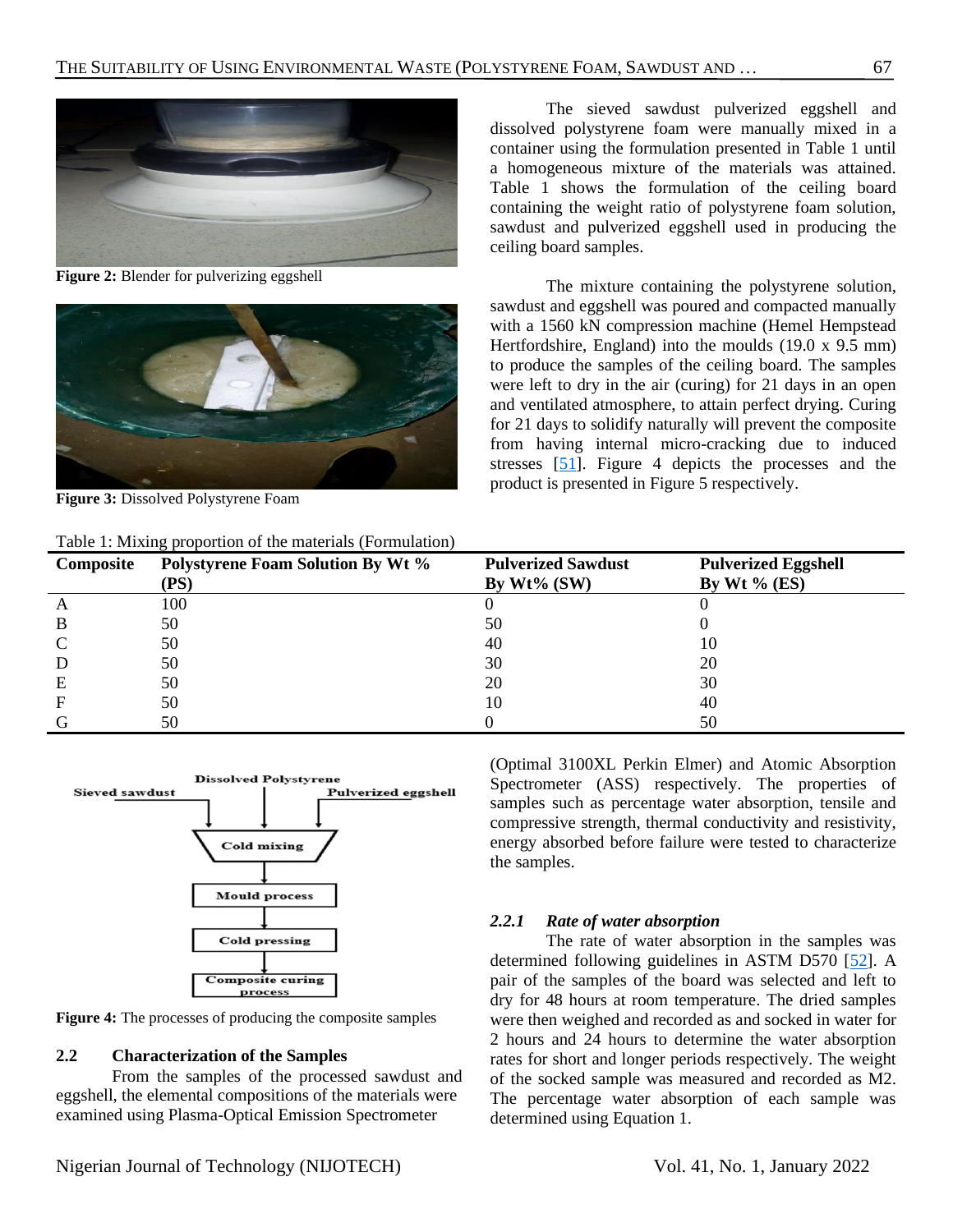Figure 2: Blender for pulverizing eggshell

Figure 3: Dissolved Polystyrene Foam

The sieved sawdust pulverized eggshell and dissolved polystyrene foam were manually mixed in a container using the formulation presented in Table 1 until a homogeneous mixture of the materials was attained. Table 1 shows the formulation of the ceiling board containing the weight ratio of polystyrene foam solution, sawdust and pulverized eggshell used in producing the ceiling board samples.

The mixture containing the polystyrene solution, sawdust and eggshell was poured and compacted manually with a 1560 kN compression machine (Hemel Hempstead Hertfordshire, England) into the moulds (19.0 x 9.5 mm) to produce the samples of the ceiling board. The samples were left to dry in the air (curing) for 21 days in an open and ventilated atmosphere, to attain perfect drying. Curing for 21 days to solidify naturally will prevent the composite from having internal micro-cracking due to induced stresses [51]. Figure 4 depicts the processes and the product is presented in Figure 5 respectively.

Table 1: Mixing proportion of the materials (Formulation)

| Composite | Polystyrene Foam Solution By Wt % (PS) | Pulverized Sawdust By Wt% (SW) | Pulverized Eggshell By Wt % (ES) |
|---|---|---|---|
| A | 100 | 0 | 0 |
| B | 50 | 50 | 0 |
| C | 50 | 40 | 10 |
| D | 50 | 30 | 20 |
| E | 50 | 20 | 30 |
| F | 50 | 10 | 40 |
| G | 50 | 0 | 50 |

Figure 4: The processes of producing the composite samples

## 2.2 Characterization of the Samples

From the samples of the processed sawdust and eggshell, the elemental compositions of the materials were examined using Plasma-Optical Emission Spectrometer (Optimal 3100XL Perkin Elmer) and Atomic Absorption Spectrometer (ASS) respectively. The properties of samples such as percentage water absorption, tensile and compressive strength, thermal conductivity and resistivity, energy absorbed before failure were tested to characterize the samples.

### *2.2.1 Rate of water absorption*

The rate of water absorption in the samples was determined following guidelines in ASTM D570 [52]. A pair of the samples of the board was selected and left to dry for 48 hours at room temperature. The dried samples were then weighed and recorded as and socked in water for 2 hours and 24 hours to determine the water absorption rates for short and longer periods respectively. The weight of the socked sample was measured and recorded as M2. The percentage water absorption of each sample was determined using Equation 1.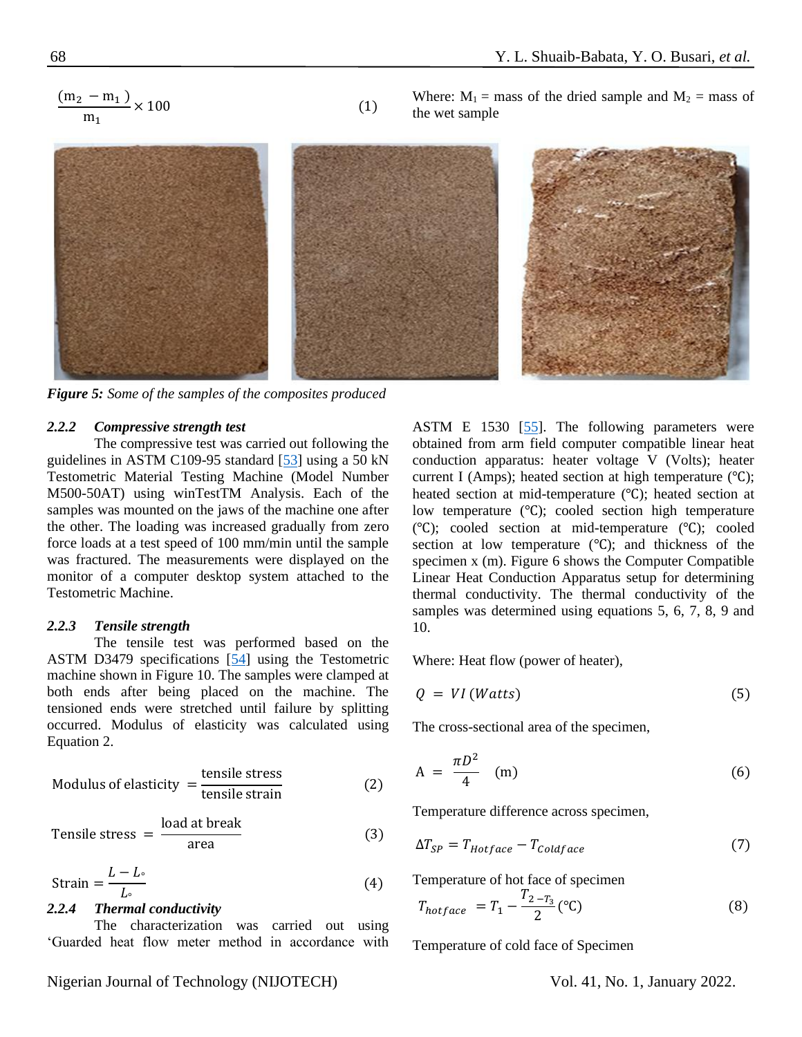$$\frac{(m_2 - m_1)}{m_1} \times 100 \quad (1)$$

Where: $M_1$ = mass of the dried sample and $M_2$ = mass of the wet sample

*Figure 5: Some of the samples of the composites produced*

### 2.2.2 Compressive strength test

The compressive test was carried out following the guidelines in ASTM C109-95 standard [53] using a 50 kN Testometric Material Testing Machine (Model Number M500-50AT) using winTestTM Analysis. Each of the samples was mounted on the jaws of the machine one after the other. The loading was increased gradually from zero force loads at a test speed of 100 mm/min until the sample was fractured. The measurements were displayed on the monitor of a computer desktop system attached to the Testometric Machine.

### 2.2.3 Tensile strength

The tensile test was performed based on the ASTM D3479 specifications [54] using the Testometric machine shown in Figure 10. The samples were clamped at both ends after being placed on the machine. The tensioned ends were stretched until failure by splitting occurred. Modulus of elasticity was calculated using Equation 2.

$$\text{Modulus of elasticity} = \frac{\text{tensile stress}}{\text{tensile strain}} \quad (2)$$

$$\text{Tensile stress} = \frac{\text{load at break}}{\text{area}} \quad (3)$$

$$\text{Strain} = \frac{L - L_\circ}{L_\circ} \quad (4)$$

### 2.2.4 Thermal conductivity

The characterization was carried out using 'Guarded heat flow meter method in accordance with ASTM E 1530 [55]. The following parameters were obtained from arm field computer compatible linear heat conduction apparatus: heater voltage V (Volts); heater current I (Amps); heated section at high temperature (℃); heated section at mid-temperature (℃); heated section at low temperature (℃); cooled section high temperature (℃); cooled section at mid-temperature (℃); cooled section at low temperature (℃); and thickness of the specimen x (m). Figure 6 shows the Computer Compatible Linear Heat Conduction Apparatus setup for determining thermal conductivity. The thermal conductivity of the samples was determined using equations 5, 6, 7, 8, 9 and 10.

Where: Heat flow (power of heater),

$$Q = VI\,(Watts) \quad (5)$$

The cross-sectional area of the specimen,

$$A = \frac{\pi D^2}{4} \quad (m) \quad (6)$$

Temperature difference across specimen,

$$\Delta T_{SP} = T_{Hotface} - T_{Coldface} \quad (7)$$

Temperature of hot face of specimen

$$T_{hotface} = T_1 - \frac{T_{2-T_3}}{2}\,(℃) \quad (8)$$

Temperature of cold face of Specimen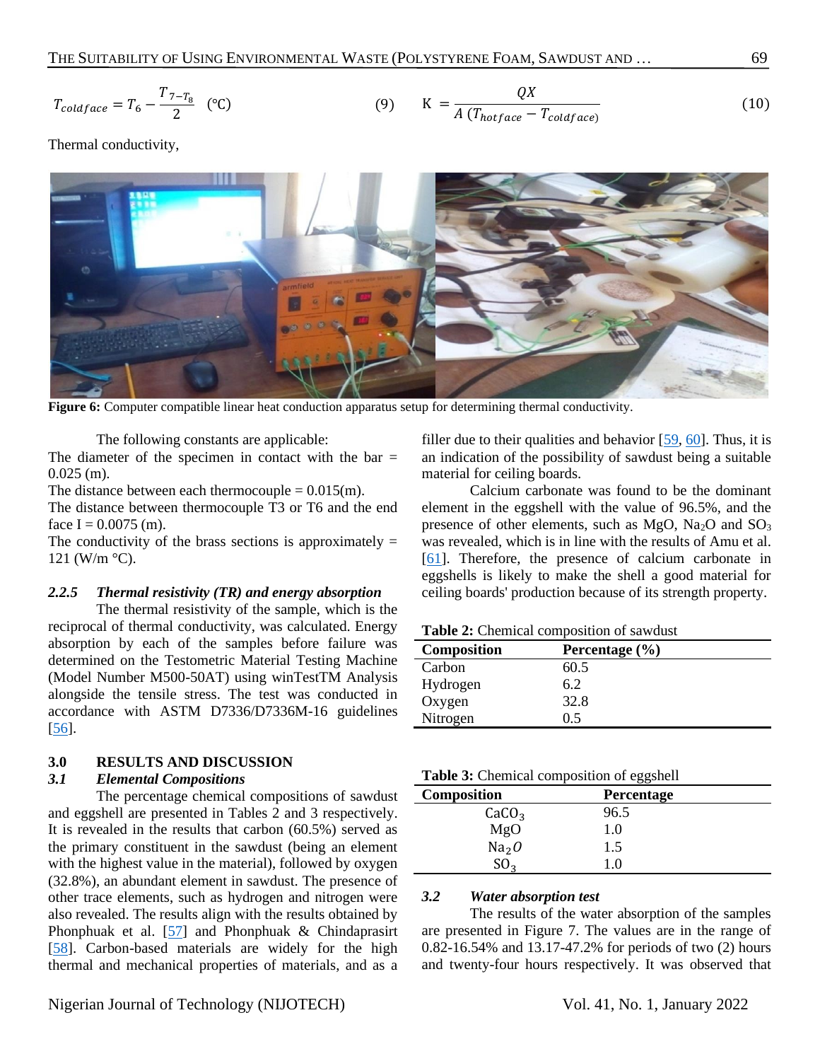$$T_{coldface} = T_6 - \frac{T_{7-T_8}}{2} \quad (°C) \qquad (9)$$

$$K = \frac{QX}{A\,(T_{hotface} - T_{coldface})} \qquad (10)$$

Thermal conductivity,

**Figure 6:** Computer compatible linear heat conduction apparatus setup for determining thermal conductivity.

The following constants are applicable:

The diameter of the specimen in contact with the bar = 0.025 (m).

The distance between each thermocouple = 0.015(m).

The distance between thermocouple T3 or T6 and the end face I = 0.0075 (m).

The conductivity of the brass sections is approximately = 121 (W/m °C).

### *2.2.5 Thermal resistivity (TR) and energy absorption*

The thermal resistivity of the sample, which is the reciprocal of thermal conductivity, was calculated. Energy absorption by each of the samples before failure was determined on the Testometric Material Testing Machine (Model Number M500-50AT) using winTestTM Analysis alongside the tensile stress. The test was conducted in accordance with ASTM D7336/D7336M-16 guidelines [56].

## 3.0 RESULTS AND DISCUSSION

### *3.1 Elemental Compositions*

The percentage chemical compositions of sawdust and eggshell are presented in Tables 2 and 3 respectively. It is revealed in the results that carbon (60.5%) served as the primary constituent in the sawdust (being an element with the highest value in the material), followed by oxygen (32.8%), an abundant element in sawdust. The presence of other trace elements, such as hydrogen and nitrogen were also revealed. The results align with the results obtained by Phonphuak et al. [57] and Phonphuak & Chindaprasirt [58]. Carbon-based materials are widely for the high thermal and mechanical properties of materials, and as a filler due to their qualities and behavior [59, 60]. Thus, it is an indication of the possibility of sawdust being a suitable material for ceiling boards.

Calcium carbonate was found to be the dominant element in the eggshell with the value of 96.5%, and the presence of other elements, such as MgO, $Na_2O$ and $SO_3$ was revealed, which is in line with the results of Amu et al. [61]. Therefore, the presence of calcium carbonate in eggshells is likely to make the shell a good material for ceiling boards' production because of its strength property.

**Table 2:** Chemical composition of sawdust

| Composition | Percentage (%) |
|---|---|
| Carbon | 60.5 |
| Hydrogen | 6.2 |
| Oxygen | 32.8 |
| Nitrogen | 0.5 |

**Table 3:** Chemical composition of eggshell

| Composition | Percentage |
|---|---|
| $CaCO_3$ | 96.5 |
| MgO | 1.0 |
| $Na_2O$ | 1.5 |
| $SO_3$ | 1.0 |

### *3.2 Water absorption test*

The results of the water absorption of the samples are presented in Figure 7. The values are in the range of 0.82-16.54% and 13.17-47.2% for periods of two (2) hours and twenty-four hours respectively. It was observed that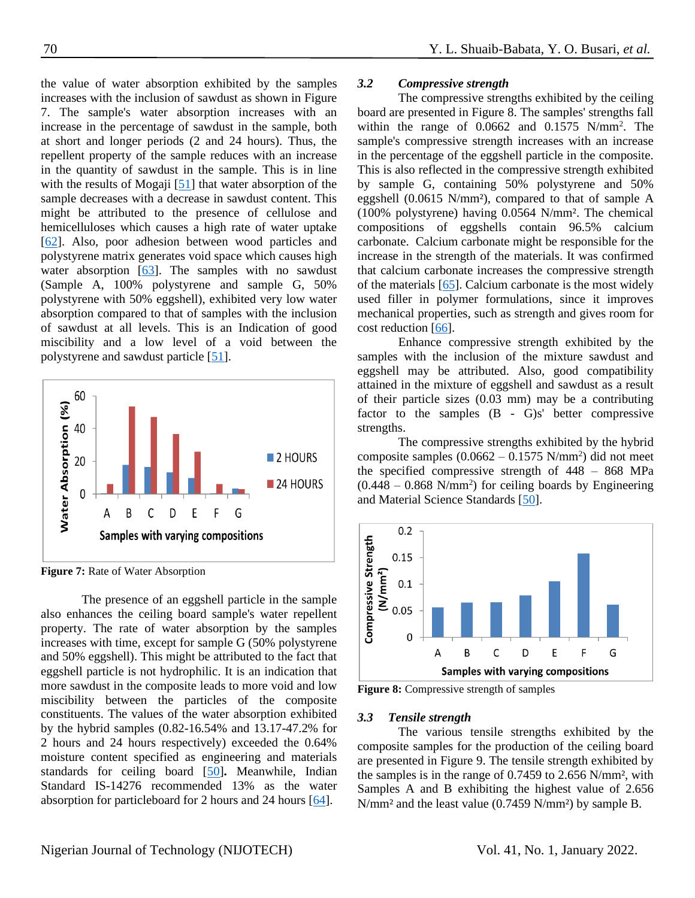the value of water absorption exhibited by the samples increases with the inclusion of sawdust as shown in Figure 7. The sample's water absorption increases with an increase in the percentage of sawdust in the sample, both at short and longer periods (2 and 24 hours). Thus, the repellent property of the sample reduces with an increase in the quantity of sawdust in the sample. This is in line with the results of Mogaji [51] that water absorption of the sample decreases with a decrease in sawdust content. This might be attributed to the presence of cellulose and hemicelluloses which causes a high rate of water uptake [62]. Also, poor adhesion between wood particles and polystyrene matrix generates void space which causes high water absorption [63]. The samples with no sawdust (Sample A, 100% polystyrene and sample G, 50% polystyrene with 50% eggshell), exhibited very low water absorption compared to that of samples with the inclusion of sawdust at all levels. This is an Indication of good miscibility and a low level of a void between the polystyrene and sawdust particle [51].

**Figure 7:** Rate of Water Absorption

The presence of an eggshell particle in the sample also enhances the ceiling board sample's water repellent property. The rate of water absorption by the samples increases with time, except for sample G (50% polystyrene and 50% eggshell). This might be attributed to the fact that eggshell particle is not hydrophilic. It is an indication that more sawdust in the composite leads to more void and low miscibility between the particles of the composite constituents. The values of the water absorption exhibited by the hybrid samples (0.82-16.54% and 13.17-47.2% for 2 hours and 24 hours respectively) exceeded the 0.64% moisture content specified as engineering and materials standards for ceiling board [50]**.** Meanwhile, Indian Standard IS-14276 recommended 13% as the water absorption for particleboard for 2 hours and 24 hours [64].

### *3.2 Compressive strength*

The compressive strengths exhibited by the ceiling board are presented in Figure 8. The samples' strengths fall within the range of 0.0662 and 0.1575 N/mm$^2$. The sample's compressive strength increases with an increase in the percentage of the eggshell particle in the composite. This is also reflected in the compressive strength exhibited by sample G, containing 50% polystyrene and 50% eggshell (0.0615 N/mm²), compared to that of sample A (100% polystyrene) having 0.0564 N/mm². The chemical compositions of eggshells contain 96.5% calcium carbonate. Calcium carbonate might be responsible for the increase in the strength of the materials. It was confirmed that calcium carbonate increases the compressive strength of the materials [65]. Calcium carbonate is the most widely used filler in polymer formulations, since it improves mechanical properties, such as strength and gives room for cost reduction [66].

Enhance compressive strength exhibited by the samples with the inclusion of the mixture sawdust and eggshell may be attributed. Also, good compatibility attained in the mixture of eggshell and sawdust as a result of their particle sizes (0.03 mm) may be a contributing factor to the samples (B - G)s' better compressive strengths.

The compressive strengths exhibited by the hybrid composite samples (0.0662 – 0.1575 N/mm$^2$) did not meet the specified compressive strength of 448 – 868 MPa (0.448 – 0.868 N/mm$^2$) for ceiling boards by Engineering and Material Science Standards [50].

**Figure 8:** Compressive strength of samples

### *3.3 Tensile strength*

The various tensile strengths exhibited by the composite samples for the production of the ceiling board are presented in Figure 9. The tensile strength exhibited by the samples is in the range of 0.7459 to 2.656 N/mm², with Samples A and B exhibiting the highest value of 2.656 N/mm² and the least value (0.7459 N/mm²) by sample B.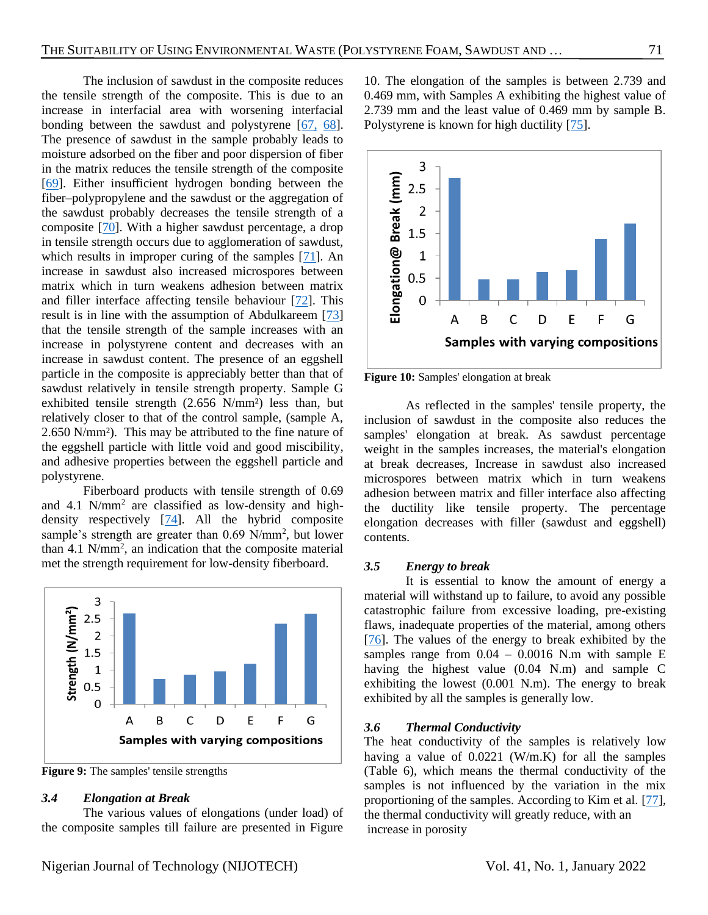The inclusion of sawdust in the composite reduces the tensile strength of the composite. This is due to an increase in interfacial area with worsening interfacial bonding between the sawdust and polystyrene [67, 68]. The presence of sawdust in the sample probably leads to moisture adsorbed on the fiber and poor dispersion of fiber in the matrix reduces the tensile strength of the composite [69]. Either insufficient hydrogen bonding between the fiber–polypropylene and the sawdust or the aggregation of the sawdust probably decreases the tensile strength of a composite [70]. With a higher sawdust percentage, a drop in tensile strength occurs due to agglomeration of sawdust, which results in improper curing of the samples [71]. An increase in sawdust also increased microspores between matrix which in turn weakens adhesion between matrix and filler interface affecting tensile behaviour [72]. This result is in line with the assumption of Abdulkareem [73] that the tensile strength of the sample increases with an increase in polystyrene content and decreases with an increase in sawdust content. The presence of an eggshell particle in the composite is appreciably better than that of sawdust relatively in tensile strength property. Sample G exhibited tensile strength (2.656 N/mm²) less than, but relatively closer to that of the control sample, (sample A, 2.650 N/mm²). This may be attributed to the fine nature of the eggshell particle with little void and good miscibility, and adhesive properties between the eggshell particle and polystyrene.

Fiberboard products with tensile strength of 0.69 and 4.1 N/mm$^2$ are classified as low-density and high-density respectively [74]. All the hybrid composite sample's strength are greater than 0.69 N/mm$^2$, but lower than 4.1 N/mm$^2$, an indication that the composite material met the strength requirement for low-density fiberboard.

**Figure 9:** The samples' tensile strengths

### 3.4 Elongation at Break

The various values of elongations (under load) of the composite samples till failure are presented in Figure 10. The elongation of the samples is between 2.739 and 0.469 mm, with Samples A exhibiting the highest value of 2.739 mm and the least value of 0.469 mm by sample B. Polystyrene is known for high ductility [75].

**Figure 10:** Samples' elongation at break

As reflected in the samples' tensile property, the inclusion of sawdust in the composite also reduces the samples' elongation at break. As sawdust percentage weight in the samples increases, the material's elongation at break decreases, Increase in sawdust also increased microspores between matrix which in turn weakens adhesion between matrix and filler interface also affecting the ductility like tensile property. The percentage elongation decreases with filler (sawdust and eggshell) contents.

### 3.5 Energy to break

It is essential to know the amount of energy a material will withstand up to failure, to avoid any possible catastrophic failure from excessive loading, pre-existing flaws, inadequate properties of the material, among others [76]. The values of the energy to break exhibited by the samples range from 0.04 – 0.0016 N.m with sample E having the highest value (0.04 N.m) and sample C exhibiting the lowest (0.001 N.m). The energy to break exhibited by all the samples is generally low.

### 3.6 Thermal Conductivity

The heat conductivity of the samples is relatively low having a value of 0.0221 (W/m.K) for all the samples (Table 6), which means the thermal conductivity of the samples is not influenced by the variation in the mix proportioning of the samples. According to Kim et al. [77], the thermal conductivity will greatly reduce, with an increase in porosity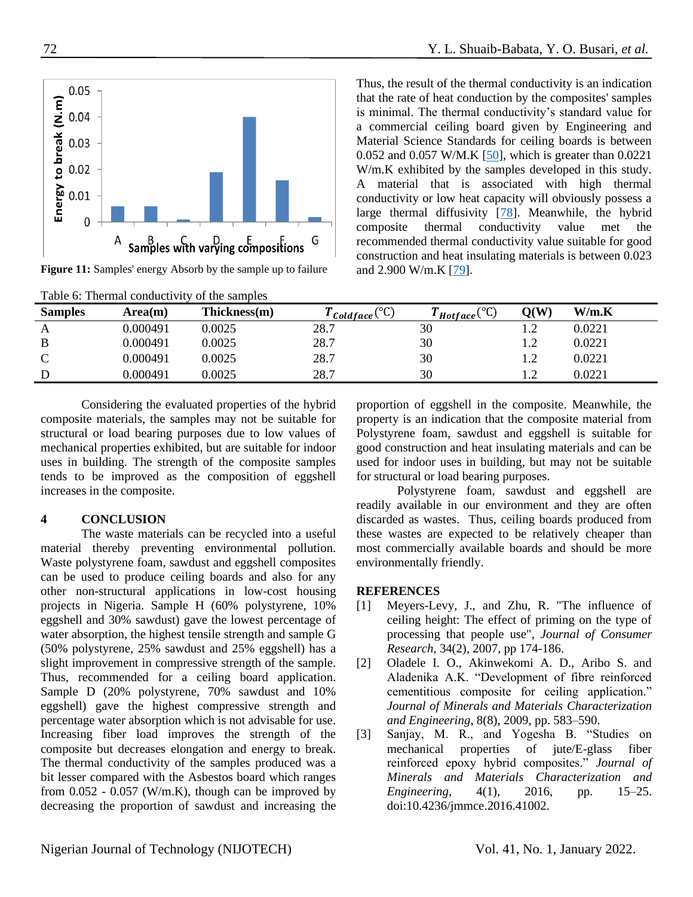Figure 11: Samples' energy Absorb by the sample up to failure

Thus, the result of the thermal conductivity is an indication that the rate of heat conduction by the composites' samples is minimal. The thermal conductivity's standard value for a commercial ceiling board given by Engineering and Material Science Standards for ceiling boards is between 0.052 and 0.057 W/M.K [50], which is greater than 0.0221 W/m.K exhibited by the samples developed in this study. A material that is associated with high thermal conductivity or low heat capacity will obviously possess a large thermal diffusivity [78]. Meanwhile, the hybrid composite thermal conductivity value met the recommended thermal conductivity value suitable for good construction and heat insulating materials is between 0.023 and 2.900 W/m.K [79].

Table 6: Thermal conductivity of the samples

| Samples | Area(m) | Thickness(m) | $T_{Coldface}$(℃) | $T_{Hotface}$(℃) | Q(W) | W/m.K |
|---|---|---|---|---|---|---|
| A | 0.000491 | 0.0025 | 28.7 | 30 | 1.2 | 0.0221 |
| B | 0.000491 | 0.0025 | 28.7 | 30 | 1.2 | 0.0221 |
| C | 0.000491 | 0.0025 | 28.7 | 30 | 1.2 | 0.0221 |
| D | 0.000491 | 0.0025 | 28.7 | 30 | 1.2 | 0.0221 |

Considering the evaluated properties of the hybrid composite materials, the samples may not be suitable for structural or load bearing purposes due to low values of mechanical properties exhibited, but are suitable for indoor uses in building. The strength of the composite samples tends to be improved as the composition of eggshell increases in the composite.

## 4 CONCLUSION

The waste materials can be recycled into a useful material thereby preventing environmental pollution. Waste polystyrene foam, sawdust and eggshell composites can be used to produce ceiling boards and also for any other non-structural applications in low-cost housing projects in Nigeria. Sample H (60% polystyrene, 10% eggshell and 30% sawdust) gave the lowest percentage of water absorption, the highest tensile strength and sample G (50% polystyrene, 25% sawdust and 25% eggshell) has a slight improvement in compressive strength of the sample. Thus, recommended for a ceiling board application. Sample D (20% polystyrene, 70% sawdust and 10% eggshell) gave the highest compressive strength and percentage water absorption which is not advisable for use. Increasing fiber load improves the strength of the composite but decreases elongation and energy to break. The thermal conductivity of the samples produced was a bit lesser compared with the Asbestos board which ranges from 0.052 - 0.057 (W/m.K), though can be improved by decreasing the proportion of sawdust and increasing the proportion of eggshell in the composite. Meanwhile, the property is an indication that the composite material from Polystyrene foam, sawdust and eggshell is suitable for good construction and heat insulating materials and can be used for indoor uses in building, but may not be suitable for structural or load bearing purposes.

Polystyrene foam, sawdust and eggshell are readily available in our environment and they are often discarded as wastes. Thus, ceiling boards produced from these wastes are expected to be relatively cheaper than most commercially available boards and should be more environmentally friendly.

## REFERENCES

[1] Meyers-Levy, J., and Zhu, R. "The influence of ceiling height: The effect of priming on the type of processing that people use", *Journal of Consumer Research*, 34(2), 2007, pp 174-186.

[2] Oladele I. O., Akinwekomi A. D., Aribo S. and Aladenika A.K. "Development of fibre reinforced cementitious composite for ceiling application." *Journal of Minerals and Materials Characterization and Engineering*, 8(8), 2009, pp. 583–590.

[3] Sanjay, M. R., and Yogesha B. "Studies on mechanical properties of jute/E-glass fiber reinforced epoxy hybrid composites." *Journal of Minerals and Materials Characterization and Engineering*, 4(1), 2016, pp. 15–25. doi:10.4236/jmmce.2016.41002.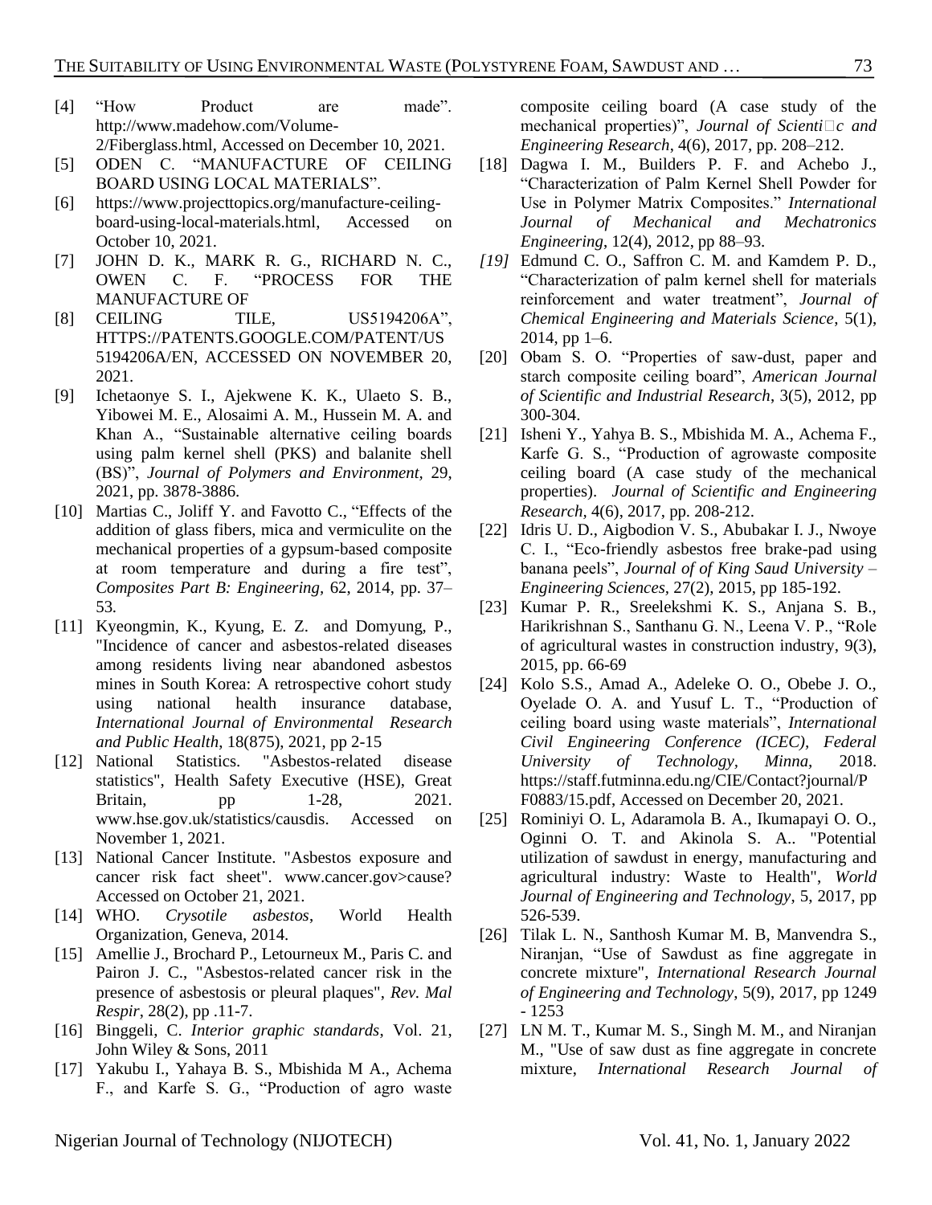[4] "How Product are made". http://www.madehow.com/Volume-2/Fiberglass.html, Accessed on December 10, 2021.

[5] ODEN C. "MANUFACTURE OF CEILING BOARD USING LOCAL MATERIALS".

[6] https://www.projecttopics.org/manufacture-ceiling-board-using-local-materials.html, Accessed on October 10, 2021.

[7] JOHN D. K., MARK R. G., RICHARD N. C., OWEN C. F. "PROCESS FOR THE MANUFACTURE OF

[8] CEILING TILE, US5194206A", HTTPS://PATENTS.GOOGLE.COM/PATENT/US5194206A/EN, ACCESSED ON NOVEMBER 20, 2021.

[9] Ichetaonye S. I., Ajekwene K. K., Ulaeto S. B., Yibowei M. E., Alosaimi A. M., Hussein M. A. and Khan A., "Sustainable alternative ceiling boards using palm kernel shell (PKS) and balanite shell (BS)", *Journal of Polymers and Environment,* 29, 2021, pp. 3878-3886.

[10] Martias C., Joliff Y. and Favotto C., "Effects of the addition of glass fibers, mica and vermiculite on the mechanical properties of a gypsum-based composite at room temperature and during a fire test", *Composites Part B: Engineering,* 62, 2014, pp. 37–53.

[11] Kyeongmin, K., Kyung, E. Z. and Domyung, P., "Incidence of cancer and asbestos-related diseases among residents living near abandoned asbestos mines in South Korea: A retrospective cohort study using national health insurance database, *International Journal of Environmental Research and Public Health*, 18(875), 2021, pp 2-15

[12] National Statistics. "Asbestos-related disease statistics", Health Safety Executive (HSE), Great Britain, pp 1-28, 2021. www.hse.gov.uk/statistics/causdis. Accessed on November 1, 2021.

[13] National Cancer Institute. "Asbestos exposure and cancer risk fact sheet". www.cancer.gov>cause? Accessed on October 21, 2021.

[14] WHO. *Crysotile asbestos*, World Health Organization, Geneva, 2014.

[15] Amellie J., Brochard P., Letourneux M., Paris C. and Pairon J. C., "Asbestos-related cancer risk in the presence of asbestosis or pleural plaques", *Rev. Mal Respir*, 28(2), pp .11-7.

[16] Binggeli, C. *Interior graphic standards*, Vol. 21, John Wiley & Sons, 2011

[17] Yakubu I., Yahaya B. S., Mbishida M A., Achema F., and Karfe S. G., "Production of agro waste composite ceiling board (A case study of the mechanical properties)", *Journal of Scienti□c and Engineering Research*, 4(6), 2017, pp. 208–212.

[18] Dagwa I. M., Builders P. F. and Achebo J., "Characterization of Palm Kernel Shell Powder for Use in Polymer Matrix Composites." *International Journal of Mechanical and Mechatronics Engineering*, 12(4), 2012, pp 88–93.

*[19]* Edmund C. O., Saffron C. M. and Kamdem P. D., "Characterization of palm kernel shell for materials reinforcement and water treatment", *Journal of Chemical Engineering and Materials Science*, 5(1), 2014, pp 1–6.

[20] Obam S. O. "Properties of saw-dust, paper and starch composite ceiling board", *American Journal of Scientific and Industrial Research*, 3(5), 2012, pp 300-304.

[21] Isheni Y., Yahya B. S., Mbishida M. A., Achema F., Karfe G. S., "Production of agrowaste composite ceiling board (A case study of the mechanical properties). *Journal of Scientific and Engineering Research*, 4(6), 2017, pp. 208-212.

[22] Idris U. D., Aigbodion V. S., Abubakar I. J., Nwoye C. I., "Eco-friendly asbestos free brake-pad using banana peels", *Journal of of King Saud University – Engineering Sciences*, 27(2), 2015, pp 185-192.

[23] Kumar P. R., Sreelekshmi K. S., Anjana S. B., Harikrishnan S., Santhanu G. N., Leena V. P., "Role of agricultural wastes in construction industry, 9(3), 2015, pp. 66-69

[24] Kolo S.S., Amad A., Adeleke O. O., Obebe J. O., Oyelade O. A. and Yusuf L. T., "Production of ceiling board using waste materials", *International Civil Engineering Conference (ICEC), Federal University of Technology, Minna*, 2018. https://staff.futminna.edu.ng/CIE/Contact?journal/PF0883/15.pdf, Accessed on December 20, 2021.

[25] Rominiyi O. L, Adaramola B. A., Ikumapayi O. O., Oginni O. T. and Akinola S. A.. "Potential utilization of sawdust in energy, manufacturing and agricultural industry: Waste to Health", *World Journal of Engineering and Technology*, 5, 2017, pp 526-539.

[26] Tilak L. N., Santhosh Kumar M. B, Manvendra S., Niranjan, "Use of Sawdust as fine aggregate in concrete mixture", *International Research Journal of Engineering and Technology*, 5(9), 2017, pp 1249 - 1253

[27] LN M. T., Kumar M. S., Singh M. M., and Niranjan M., "Use of saw dust as fine aggregate in concrete mixture, *International Research Journal of*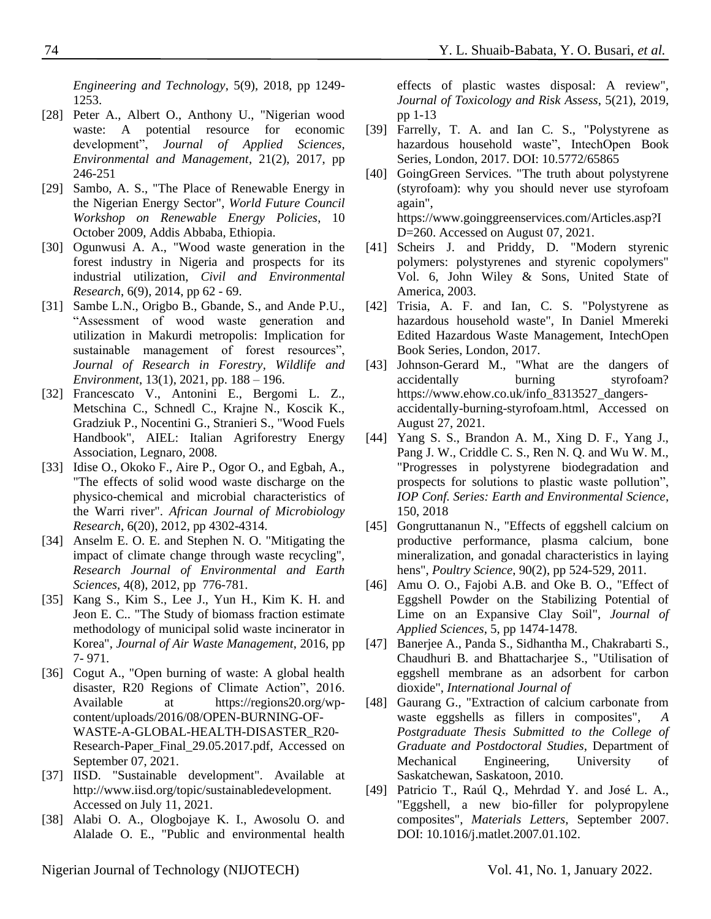*Engineering and Technology*, 5(9), 2018, pp 1249-1253.

[28] Peter A., Albert O., Anthony U., "Nigerian wood waste: A potential resource for economic development", *Journal of Applied Sciences, Environmental and Management*, 21(2), 2017, pp 246-251

[29] Sambo, A. S., "The Place of Renewable Energy in the Nigerian Energy Sector", *World Future Council Workshop on Renewable Energy Policies*, 10 October 2009, Addis Abbaba, Ethiopia.

[30] Ogunwusi A. A., "Wood waste generation in the forest industry in Nigeria and prospects for its industrial utilization, *Civil and Environmental Research*, 6(9), 2014, pp 62 - 69.

[31] Sambe L.N., Origbo B., Gbande, S., and Ande P.U., "Assessment of wood waste generation and utilization in Makurdi metropolis: Implication for sustainable management of forest resources", *Journal of Research in Forestry, Wildlife and Environment*, 13(1), 2021, pp. 188 – 196.

[32] Francescato V., Antonini E., Bergomi L. Z., Metschina C., Schnedl C., Krajne N., Koscik K., Gradziuk P., Nocentini G., Stranieri S., "Wood Fuels Handbook", AIEL: Italian Agriforestry Energy Association, Legnaro, 2008.

[33] Idise O., Okoko F., Aire P., Ogor O., and Egbah, A., "The effects of solid wood waste discharge on the physico-chemical and microbial characteristics of the Warri river". *African Journal of Microbiology Research*, 6(20), 2012, pp 4302-4314.

[34] Anselm E. O. E. and Stephen N. O. "Mitigating the impact of climate change through waste recycling", *Research Journal of Environmental and Earth Sciences*, 4(8), 2012, pp 776-781.

[35] Kang S., Kim S., Lee J., Yun H., Kim K. H. and Jeon E. C.. "The Study of biomass fraction estimate methodology of municipal solid waste incinerator in Korea", *Journal of Air Waste Management*, 2016, pp 7- 971.

[36] Cogut A., "Open burning of waste: A global health disaster, R20 Regions of Climate Action", 2016. Available at https://regions20.org/wp-content/uploads/2016/08/OPEN-BURNING-OF-WASTE-A-GLOBAL-HEALTH-DISASTER_R20-Research-Paper_Final_29.05.2017.pdf, Accessed on September 07, 2021.

[37] IISD. "Sustainable development". Available at http://www.iisd.org/topic/sustainabledevelopment. Accessed on July 11, 2021.

[38] Alabi O. A., Ologbojaye K. I., Awosolu O. and Alalade O. E., "Public and environmental health effects of plastic wastes disposal: A review", *Journal of Toxicology and Risk Assess*, 5(21), 2019, pp 1-13

[39] Farrelly, T. A. and Ian C. S., "Polystyrene as hazardous household waste", IntechOpen Book Series, London, 2017. DOI: 10.5772/65865

[40] GoingGreen Services. "The truth about polystyrene (styrofoam): why you should never use styrofoam again", https://www.goinggreenservices.com/Articles.asp?ID=260. Accessed on August 07, 2021.

[41] Scheirs J. and Priddy, D. "Modern styrenic polymers: polystyrenes and styrenic copolymers" Vol. 6, John Wiley & Sons, United State of America, 2003.

[42] Trisia, A. F. and Ian, C. S. "Polystyrene as hazardous household waste", In Daniel Mmereki Edited Hazardous Waste Management, IntechOpen Book Series, London, 2017.

[43] Johnson-Gerard M., "What are the dangers of accidentally burning styrofoam? https://www.ehow.co.uk/info_8313527_dangers-accidentally-burning-styrofoam.html, Accessed on August 27, 2021.

[44] Yang S. S., Brandon A. M., Xing D. F., Yang J., Pang J. W., Criddle C. S., Ren N. Q. and Wu W. M., "Progresses in polystyrene biodegradation and prospects for solutions to plastic waste pollution", *IOP Conf. Series: Earth and Environmental Science*, 150, 2018

[45] Gongruttananun N., "Effects of eggshell calcium on productive performance, plasma calcium, bone mineralization, and gonadal characteristics in laying hens", *Poultry Science*, 90(2), pp 524-529, 2011.

[46] Amu O. O., Fajobi A.B. and Oke B. O., "Effect of Eggshell Powder on the Stabilizing Potential of Lime on an Expansive Clay Soil", *Journal of Applied Sciences*, 5, pp 1474-1478.

[47] Banerjee A., Panda S., Sidhantha M., Chakrabarti S., Chaudhuri B. and Bhattacharjee S., "Utilisation of eggshell membrane as an adsorbent for carbon dioxide", *International Journal of*

[48] Gaurang G., "Extraction of calcium carbonate from waste eggshells as fillers in composites", *A Postgraduate Thesis Submitted to the College of Graduate and Postdoctoral Studies*, Department of Mechanical Engineering, University of Saskatchewan, Saskatoon, 2010.

[49] Patricio T., Raúl Q., Mehrdad Y. and José L. A., "Eggshell, a new bio-filler for polypropylene composites", *Materials Letters*, September 2007. DOI: 10.1016/j.matlet.2007.01.102.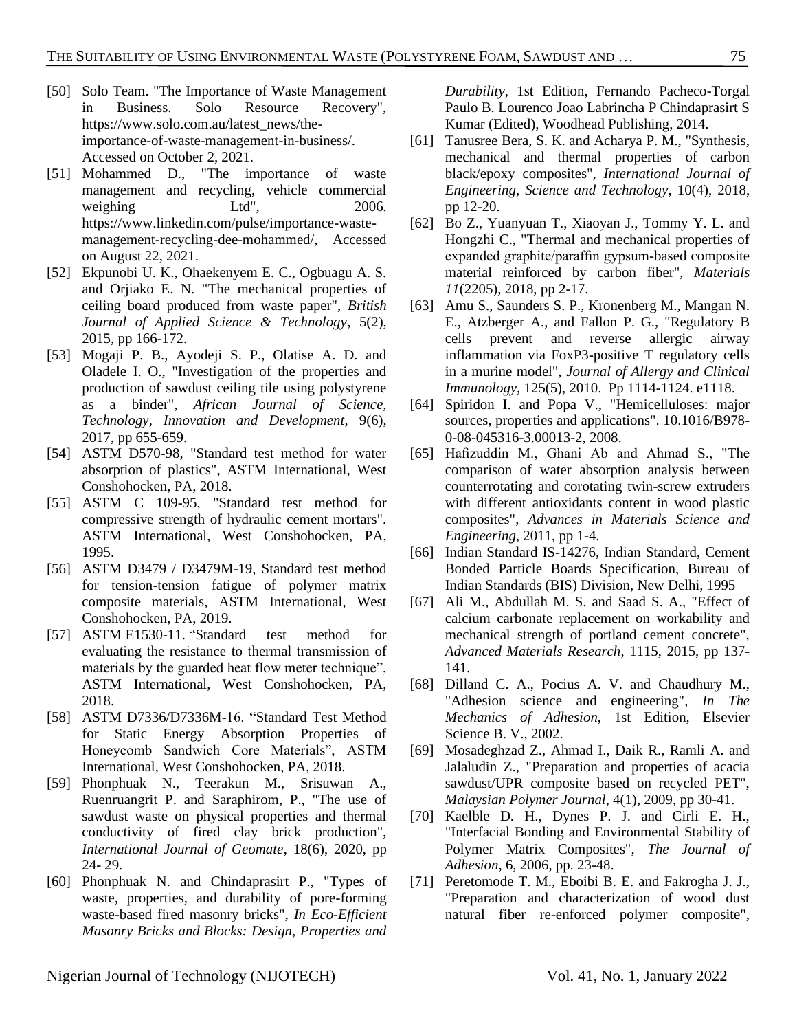[50] Solo Team. "The Importance of Waste Management in Business. Solo Resource Recovery", https://www.solo.com.au/latest_news/the-importance-of-waste-management-in-business/. Accessed on October 2, 2021.

[51] Mohammed D., "The importance of waste management and recycling, vehicle commercial weighing Ltd", 2006. https://www.linkedin.com/pulse/importance-waste-management-recycling-dee-mohammed/, Accessed on August 22, 2021.

[52] Ekpunobi U. K., Ohaekenyem E. C., Ogbuagu A. S. and Orjiako E. N. "The mechanical properties of ceiling board produced from waste paper", *British Journal of Applied Science & Technology*, 5(2), 2015, pp 166-172.

[53] Mogaji P. B., Ayodeji S. P., Olatise A. D. and Oladele I. O., "Investigation of the properties and production of sawdust ceiling tile using polystyrene as a binder", *African Journal of Science, Technology, Innovation and Development*, 9(6), 2017, pp 655-659.

[54] ASTM D570-98, "Standard test method for water absorption of plastics", ASTM International, West Conshohocken, PA, 2018.

[55] ASTM C 109-95, "Standard test method for compressive strength of hydraulic cement mortars". ASTM International, West Conshohocken, PA, 1995.

[56] ASTM D3479 / D3479M-19, Standard test method for tension-tension fatigue of polymer matrix composite materials, ASTM International, West Conshohocken, PA, 2019.

[57] ASTM E1530-11. "Standard test method for evaluating the resistance to thermal transmission of materials by the guarded heat flow meter technique", ASTM International, West Conshohocken, PA, 2018.

[58] ASTM D7336/D7336M-16. "Standard Test Method for Static Energy Absorption Properties of Honeycomb Sandwich Core Materials", ASTM International, West Conshohocken, PA, 2018.

[59] Phonphuak N., Teerakun M., Srisuwan A., Ruenruangrit P. and Saraphirom, P., "The use of sawdust waste on physical properties and thermal conductivity of fired clay brick production", *International Journal of Geomate*, 18(6), 2020, pp 24- 29.

[60] Phonphuak N. and Chindaprasirt P., "Types of waste, properties, and durability of pore-forming waste-based fired masonry bricks", *In Eco-Efficient Masonry Bricks and Blocks: Design, Properties and Durability*, 1st Edition, Fernando Pacheco-Torgal Paulo B. Lourenco Joao Labrincha P Chindaprasirt S Kumar (Edited), Woodhead Publishing, 2014.

[61] Tanusree Bera, S. K. and Acharya P. M., "Synthesis, mechanical and thermal properties of carbon black/epoxy composites", *International Journal of Engineering, Science and Technology*, 10(4), 2018, pp 12-20.

[62] Bo Z., Yuanyuan T., Xiaoyan J., Tommy Y. L. and Hongzhi C., "Thermal and mechanical properties of expanded graphite/paraffin gypsum-based composite material reinforced by carbon fiber", *Materials 11*(2205), 2018, pp 2-17.

[63] Amu S., Saunders S. P., Kronenberg M., Mangan N. E., Atzberger A., and Fallon P. G., "Regulatory B cells prevent and reverse allergic airway inflammation via FoxP3-positive T regulatory cells in a murine model", *Journal of Allergy and Clinical Immunology*, 125(5), 2010. Pp 1114-1124. e1118.

[64] Spiridon I. and Popa V., "Hemicelluloses: major sources, properties and applications". 10.1016/B978-0-08-045316-3.00013-2, 2008.

[65] Hafizuddin M., Ghani Ab and Ahmad S., "The comparison of water absorption analysis between counterrotating and corotating twin-screw extruders with different antioxidants content in wood plastic composites", *Advances in Materials Science and Engineering*, 2011, pp 1-4.

[66] Indian Standard IS-14276, Indian Standard, Cement Bonded Particle Boards Specification, Bureau of Indian Standards (BIS) Division, New Delhi, 1995

[67] Ali M., Abdullah M. S. and Saad S. A., "Effect of calcium carbonate replacement on workability and mechanical strength of portland cement concrete", *Advanced Materials Research*, 1115, 2015, pp 137-141.

[68] Dilland C. A., Pocius A. V. and Chaudhury M., "Adhesion science and engineering", *In The Mechanics of Adhesion*, 1st Edition, Elsevier Science B. V., 2002.

[69] Mosadeghzad Z., Ahmad I., Daik R., Ramli A. and Jalaludin Z., "Preparation and properties of acacia sawdust/UPR composite based on recycled PET", *Malaysian Polymer Journal*, 4(1), 2009, pp 30-41.

[70] Kaelble D. H., Dynes P. J. and Cirli E. H., "Interfacial Bonding and Environmental Stability of Polymer Matrix Composites", *The Journal of Adhesion*, 6, 2006, pp. 23-48.

[71] Peretomode T. M., Eboibi B. E. and Fakrogha J. J., "Preparation and characterization of wood dust natural fiber re-enforced polymer composite",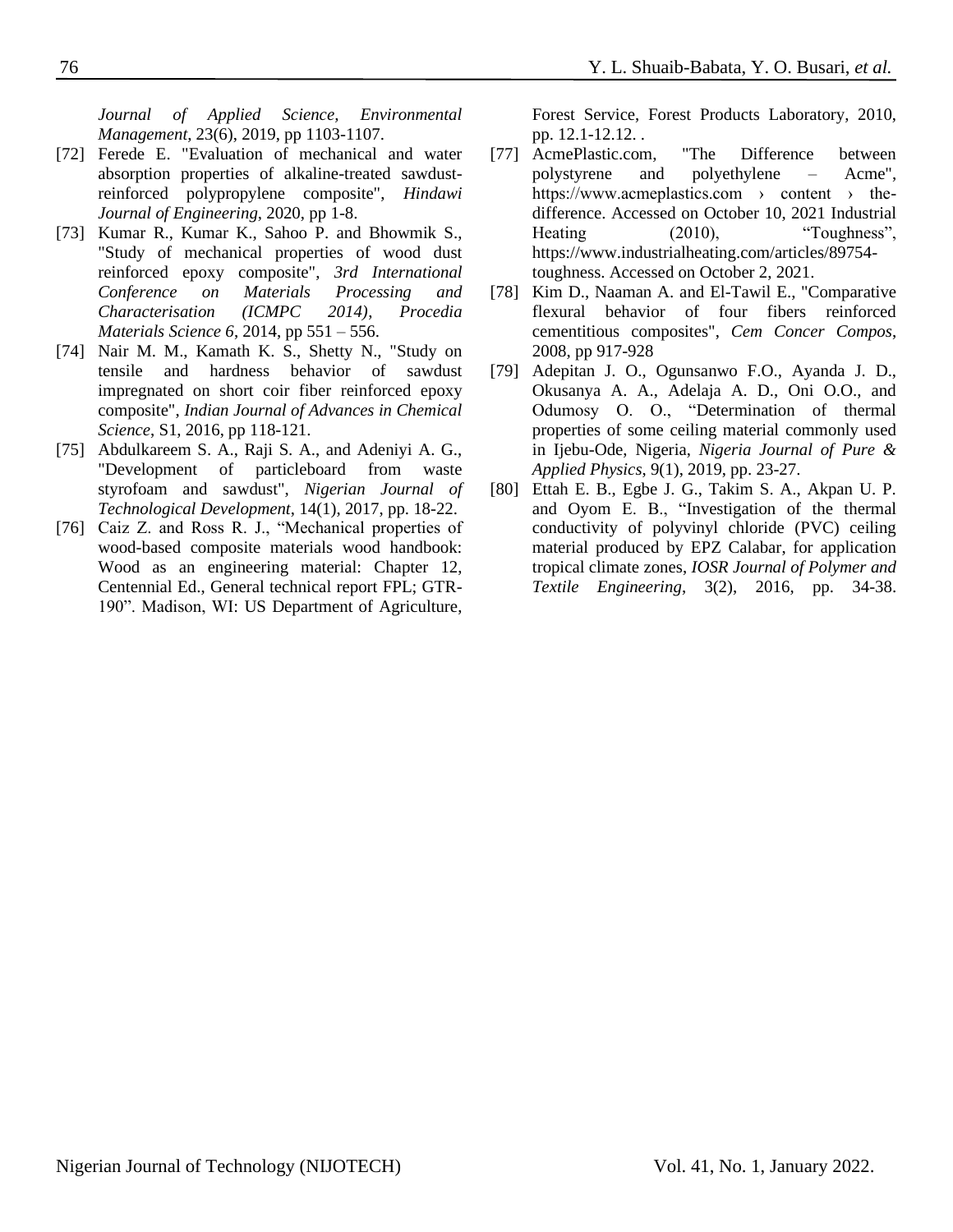*Journal of Applied Science, Environmental Management*, 23(6), 2019, pp 1103-1107.

[72] Ferede E. "Evaluation of mechanical and water absorption properties of alkaline-treated sawdust-reinforced polypropylene composite", *Hindawi Journal of Engineering*, 2020, pp 1-8.

[73] Kumar R., Kumar K., Sahoo P. and Bhowmik S., "Study of mechanical properties of wood dust reinforced epoxy composite", *3rd International Conference on Materials Processing and Characterisation (ICMPC 2014), Procedia Materials Science 6*, 2014, pp 551 – 556.

[74] Nair M. M., Kamath K. S., Shetty N., "Study on tensile and hardness behavior of sawdust impregnated on short coir fiber reinforced epoxy composite", *Indian Journal of Advances in Chemical Science*, S1, 2016, pp 118-121.

[75] Abdulkareem S. A., Raji S. A., and Adeniyi A. G., "Development of particleboard from waste styrofoam and sawdust", *Nigerian Journal of Technological Development*, 14(1), 2017, pp. 18-22.

[76] Caiz Z. and Ross R. J., "Mechanical properties of wood-based composite materials wood handbook: Wood as an engineering material: Chapter 12, Centennial Ed., General technical report FPL; GTR-190". Madison, WI: US Department of Agriculture, Forest Service, Forest Products Laboratory, 2010, pp. 12.1-12.12. .

[77] AcmePlastic.com, "The Difference between polystyrene and polyethylene – Acme", https://www.acmeplastics.com › content › the-difference. Accessed on October 10, 2021 Industrial Heating (2010), "Toughness", https://www.industrialheating.com/articles/89754-toughness. Accessed on October 2, 2021.

[78] Kim D., Naaman A. and El-Tawil E., "Comparative flexural behavior of four fibers reinforced cementitious composites", *Cem Concer Compos*, 2008, pp 917-928

[79] Adepitan J. O., Ogunsanwo F.O., Ayanda J. D., Okusanya A. A., Adelaja A. D., Oni O.O., and Odumosy O. O., "Determination of thermal properties of some ceiling material commonly used in Ijebu-Ode, Nigeria, *Nigeria Journal of Pure & Applied Physics*, 9(1), 2019, pp. 23-27.

[80] Ettah E. B., Egbe J. G., Takim S. A., Akpan U. P. and Oyom E. B., "Investigation of the thermal conductivity of polyvinyl chloride (PVC) ceiling material produced by EPZ Calabar, for application tropical climate zones, *IOSR Journal of Polymer and Textile Engineering*, 3(2), 2016, pp. 34-38.